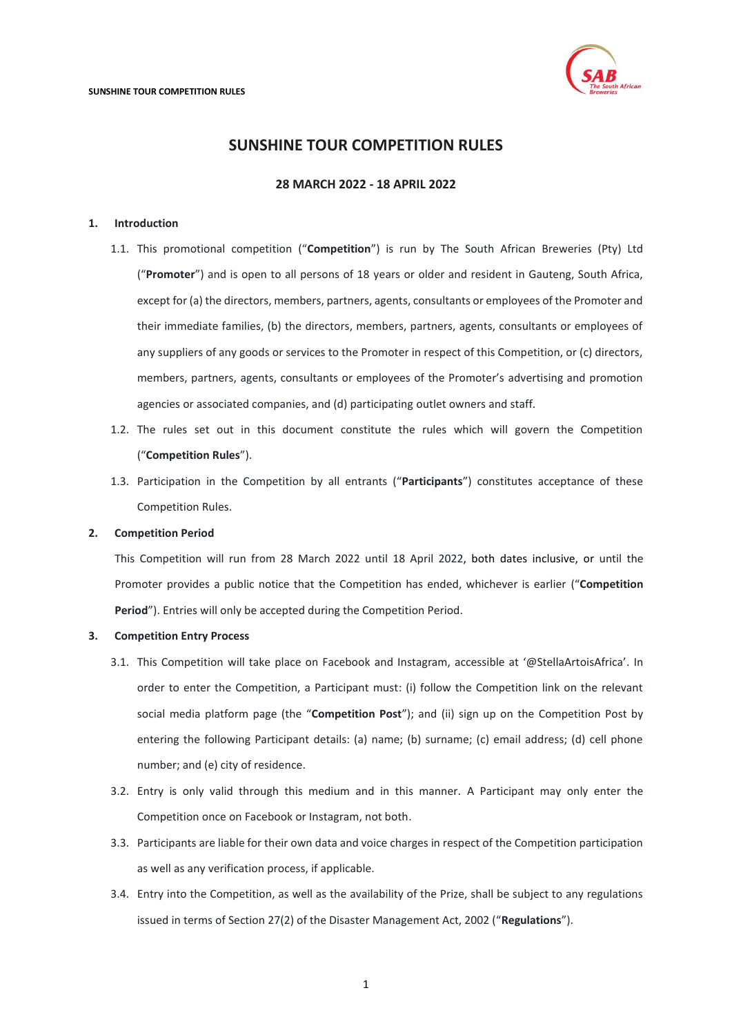# SUNSHINE TOUR COMPETITION RULES

### 28 MARCH 2022 - 18 APRIL 2022

## 1. Introduction

1.1. This promotional competition ("**Competition**") is run by The South African Breweries (Pty) Ltd ("**Promoter**") and is open to all persons of 18 years or older and resident in Gauteng, South Africa, except for (a) the directors, members, partners, agents, consultants or employees of the Promoter and their immediate families, (b) the directors, members, partners, agents, consultants or employees of any suppliers of any goods or services to the Promoter in respect of this Competition, or (c) directors, members, partners, agents, consultants or employees of the Promoter's advertising and promotion agencies or associated companies, and (d) participating outlet owners and staff.

1.2. The rules set out in this document constitute the rules which will govern the Competition ("**Competition Rules**").

1.3. Participation in the Competition by all entrants ("**Participants**") constitutes acceptance of these Competition Rules.

## 2. Competition Period

This Competition will run from 28 March 2022 until 18 April 2022, both dates inclusive, or until the Promoter provides a public notice that the Competition has ended, whichever is earlier ("**Competition Period**"). Entries will only be accepted during the Competition Period.

## 3. Competition Entry Process

3.1. This Competition will take place on Facebook and Instagram, accessible at '@StellaArtoisAfrica'. In order to enter the Competition, a Participant must: (i) follow the Competition link on the relevant social media platform page (the "**Competition Post**"); and (ii) sign up on the Competition Post by entering the following Participant details: (a) name; (b) surname; (c) email address; (d) cell phone number; and (e) city of residence.

3.2. Entry is only valid through this medium and in this manner. A Participant may only enter the Competition once on Facebook or Instagram, not both.

3.3. Participants are liable for their own data and voice charges in respect of the Competition participation as well as any verification process, if applicable.

3.4. Entry into the Competition, as well as the availability of the Prize, shall be subject to any regulations issued in terms of Section 27(2) of the Disaster Management Act, 2002 ("**Regulations**").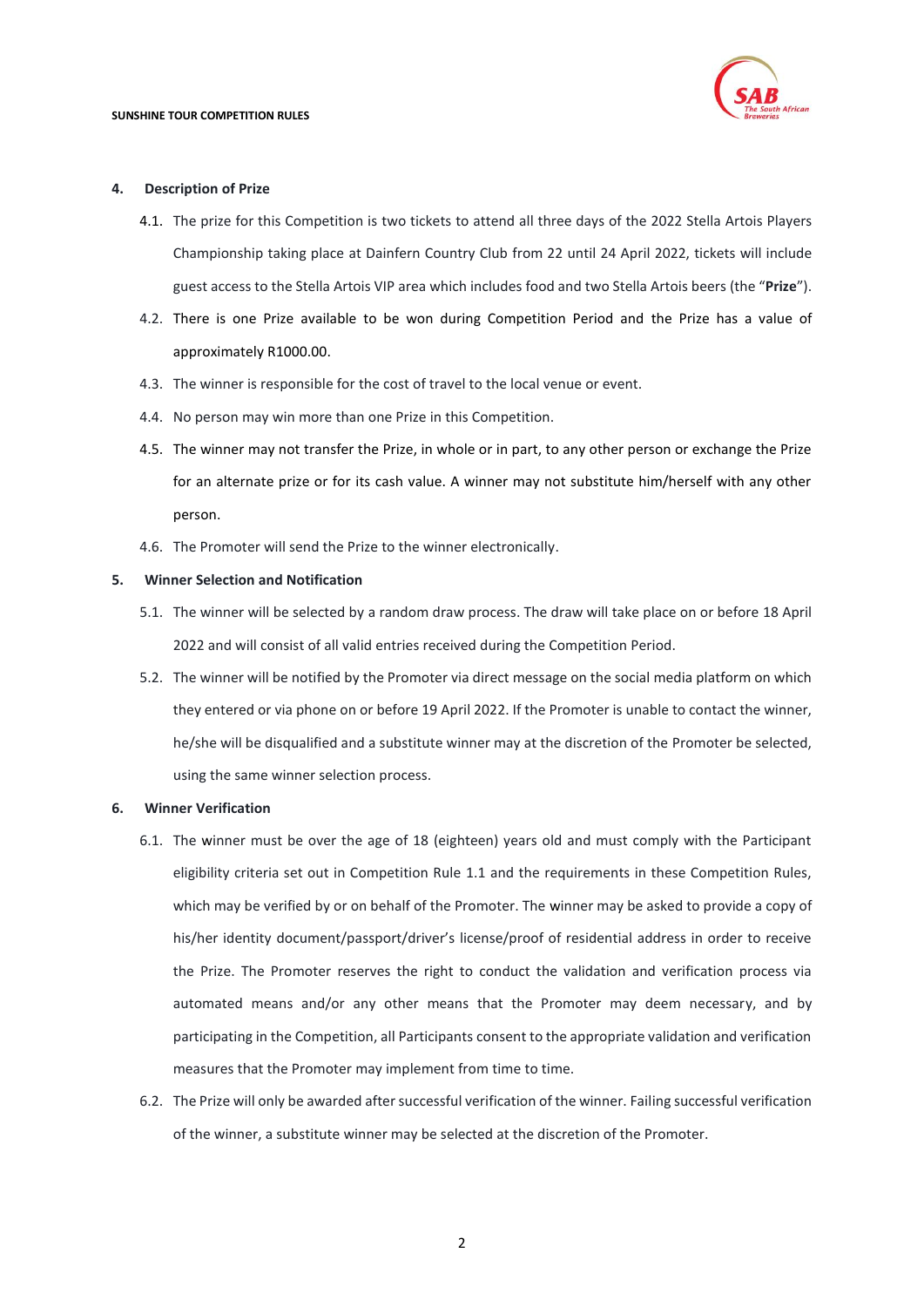## 4. Description of Prize

4.1. The prize for this Competition is two tickets to attend all three days of the 2022 Stella Artois Players Championship taking place at Dainfern Country Club from 22 until 24 April 2022, tickets will include guest access to the Stella Artois VIP area which includes food and two Stella Artois beers (the "**Prize**").

4.2. There is one Prize available to be won during Competition Period and the Prize has a value of approximately R1000.00.

4.3. The winner is responsible for the cost of travel to the local venue or event.

4.4. No person may win more than one Prize in this Competition.

4.5. The winner may not transfer the Prize, in whole or in part, to any other person or exchange the Prize for an alternate prize or for its cash value. A winner may not substitute him/herself with any other person.

4.6. The Promoter will send the Prize to the winner electronically.

## 5. Winner Selection and Notification

5.1. The winner will be selected by a random draw process. The draw will take place on or before 18 April 2022 and will consist of all valid entries received during the Competition Period.

5.2. The winner will be notified by the Promoter via direct message on the social media platform on which they entered or via phone on or before 19 April 2022. If the Promoter is unable to contact the winner, he/she will be disqualified and a substitute winner may at the discretion of the Promoter be selected, using the same winner selection process.

## 6. Winner Verification

6.1. The winner must be over the age of 18 (eighteen) years old and must comply with the Participant eligibility criteria set out in Competition Rule 1.1 and the requirements in these Competition Rules, which may be verified by or on behalf of the Promoter. The winner may be asked to provide a copy of his/her identity document/passport/driver's license/proof of residential address in order to receive the Prize. The Promoter reserves the right to conduct the validation and verification process via automated means and/or any other means that the Promoter may deem necessary, and by participating in the Competition, all Participants consent to the appropriate validation and verification measures that the Promoter may implement from time to time.

6.2. The Prize will only be awarded after successful verification of the winner. Failing successful verification of the winner, a substitute winner may be selected at the discretion of the Promoter.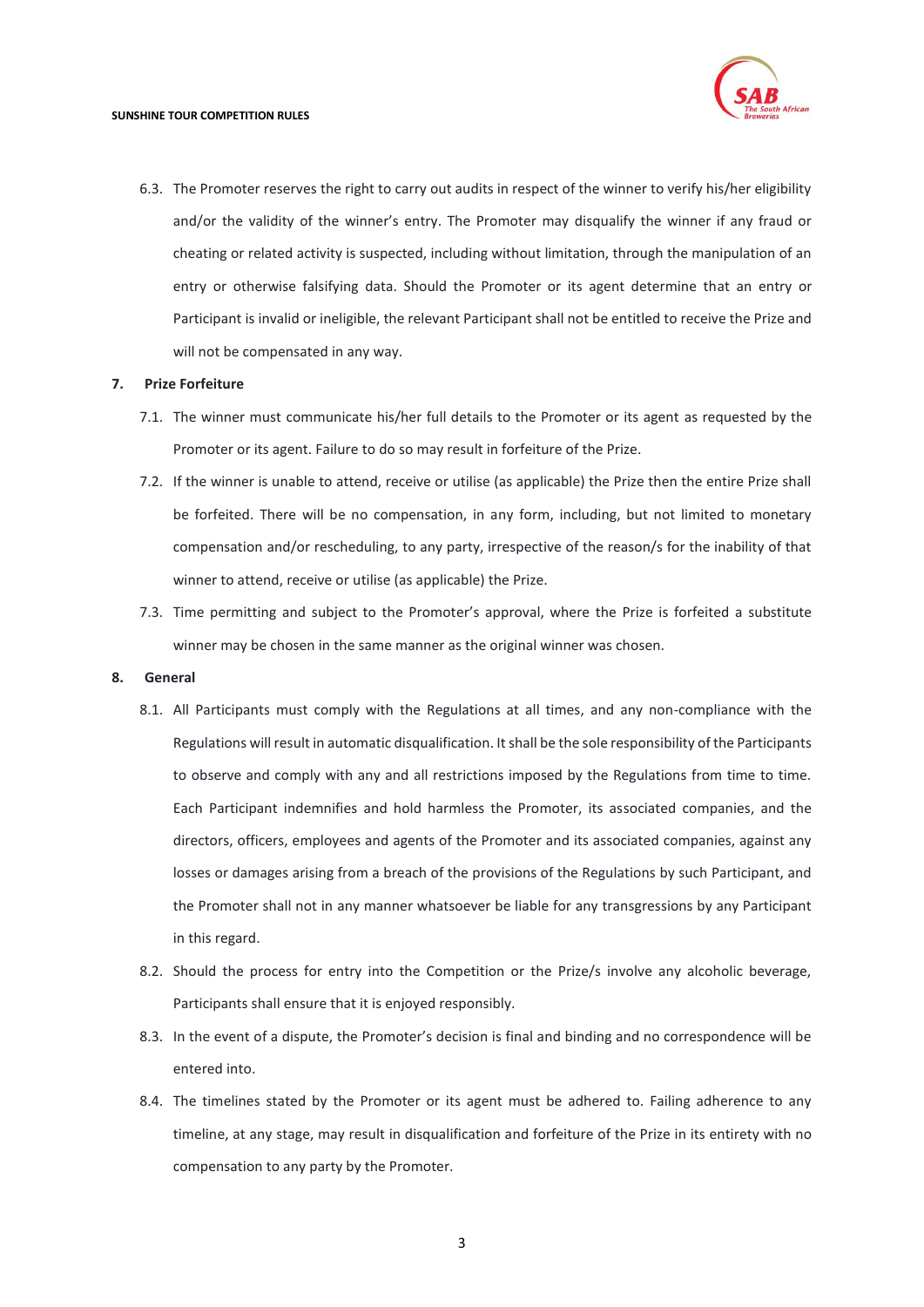6.3. The Promoter reserves the right to carry out audits in respect of the winner to verify his/her eligibility and/or the validity of the winner's entry. The Promoter may disqualify the winner if any fraud or cheating or related activity is suspected, including without limitation, through the manipulation of an entry or otherwise falsifying data. Should the Promoter or its agent determine that an entry or Participant is invalid or ineligible, the relevant Participant shall not be entitled to receive the Prize and will not be compensated in any way.

**7. Prize Forfeiture**

7.1. The winner must communicate his/her full details to the Promoter or its agent as requested by the Promoter or its agent. Failure to do so may result in forfeiture of the Prize.

7.2. If the winner is unable to attend, receive or utilise (as applicable) the Prize then the entire Prize shall be forfeited. There will be no compensation, in any form, including, but not limited to monetary compensation and/or rescheduling, to any party, irrespective of the reason/s for the inability of that winner to attend, receive or utilise (as applicable) the Prize.

7.3. Time permitting and subject to the Promoter's approval, where the Prize is forfeited a substitute winner may be chosen in the same manner as the original winner was chosen.

**8. General**

8.1. All Participants must comply with the Regulations at all times, and any non-compliance with the Regulations will result in automatic disqualification. It shall be the sole responsibility of the Participants to observe and comply with any and all restrictions imposed by the Regulations from time to time. Each Participant indemnifies and hold harmless the Promoter, its associated companies, and the directors, officers, employees and agents of the Promoter and its associated companies, against any losses or damages arising from a breach of the provisions of the Regulations by such Participant, and the Promoter shall not in any manner whatsoever be liable for any transgressions by any Participant in this regard.

8.2. Should the process for entry into the Competition or the Prize/s involve any alcoholic beverage, Participants shall ensure that it is enjoyed responsibly.

8.3. In the event of a dispute, the Promoter's decision is final and binding and no correspondence will be entered into.

8.4. The timelines stated by the Promoter or its agent must be adhered to. Failing adherence to any timeline, at any stage, may result in disqualification and forfeiture of the Prize in its entirety with no compensation to any party by the Promoter.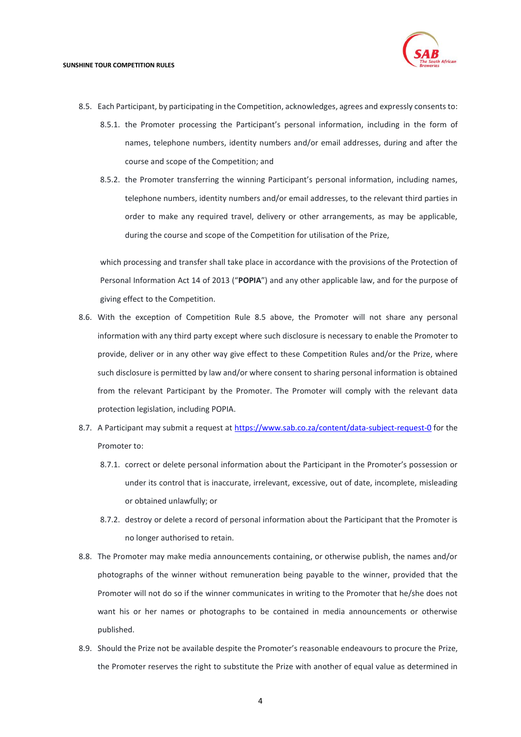8.5. Each Participant, by participating in the Competition, acknowledges, agrees and expressly consents to:

   8.5.1. the Promoter processing the Participant's personal information, including in the form of names, telephone numbers, identity numbers and/or email addresses, during and after the course and scope of the Competition; and

   8.5.2. the Promoter transferring the winning Participant's personal information, including names, telephone numbers, identity numbers and/or email addresses, to the relevant third parties in order to make any required travel, delivery or other arrangements, as may be applicable, during the course and scope of the Competition for utilisation of the Prize,

   which processing and transfer shall take place in accordance with the provisions of the Protection of Personal Information Act 14 of 2013 ("**POPIA**") and any other applicable law, and for the purpose of giving effect to the Competition.

8.6. With the exception of Competition Rule 8.5 above, the Promoter will not share any personal information with any third party except where such disclosure is necessary to enable the Promoter to provide, deliver or in any other way give effect to these Competition Rules and/or the Prize, where such disclosure is permitted by law and/or where consent to sharing personal information is obtained from the relevant Participant by the Promoter. The Promoter will comply with the relevant data protection legislation, including POPIA.

8.7. A Participant may submit a request at https://www.sab.co.za/content/data-subject-request-0 for the Promoter to:

   8.7.1. correct or delete personal information about the Participant in the Promoter's possession or under its control that is inaccurate, irrelevant, excessive, out of date, incomplete, misleading or obtained unlawfully; or

   8.7.2. destroy or delete a record of personal information about the Participant that the Promoter is no longer authorised to retain.

8.8. The Promoter may make media announcements containing, or otherwise publish, the names and/or photographs of the winner without remuneration being payable to the winner, provided that the Promoter will not do so if the winner communicates in writing to the Promoter that he/she does not want his or her names or photographs to be contained in media announcements or otherwise published.

8.9. Should the Prize not be available despite the Promoter's reasonable endeavours to procure the Prize, the Promoter reserves the right to substitute the Prize with another of equal value as determined in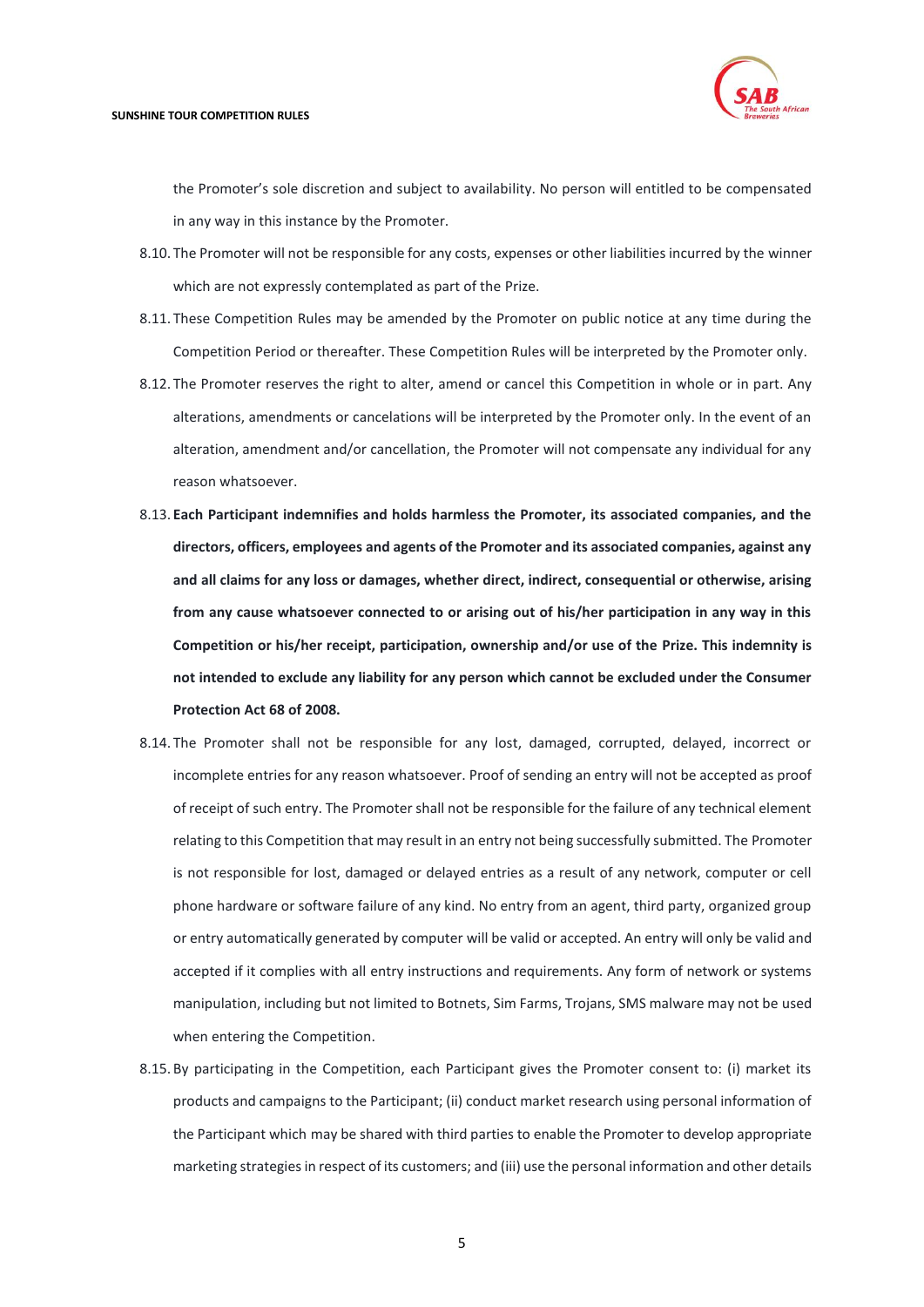the Promoter's sole discretion and subject to availability. No person will entitled to be compensated in any way in this instance by the Promoter.

8.10. The Promoter will not be responsible for any costs, expenses or other liabilities incurred by the winner which are not expressly contemplated as part of the Prize.

8.11. These Competition Rules may be amended by the Promoter on public notice at any time during the Competition Period or thereafter. These Competition Rules will be interpreted by the Promoter only.

8.12. The Promoter reserves the right to alter, amend or cancel this Competition in whole or in part. Any alterations, amendments or cancelations will be interpreted by the Promoter only. In the event of an alteration, amendment and/or cancellation, the Promoter will not compensate any individual for any reason whatsoever.

8.13. **Each Participant indemnifies and holds harmless the Promoter, its associated companies, and the directors, officers, employees and agents of the Promoter and its associated companies, against any and all claims for any loss or damages, whether direct, indirect, consequential or otherwise, arising from any cause whatsoever connected to or arising out of his/her participation in any way in this Competition or his/her receipt, participation, ownership and/or use of the Prize. This indemnity is not intended to exclude any liability for any person which cannot be excluded under the Consumer Protection Act 68 of 2008.**

8.14. The Promoter shall not be responsible for any lost, damaged, corrupted, delayed, incorrect or incomplete entries for any reason whatsoever. Proof of sending an entry will not be accepted as proof of receipt of such entry. The Promoter shall not be responsible for the failure of any technical element relating to this Competition that may result in an entry not being successfully submitted. The Promoter is not responsible for lost, damaged or delayed entries as a result of any network, computer or cell phone hardware or software failure of any kind. No entry from an agent, third party, organized group or entry automatically generated by computer will be valid or accepted. An entry will only be valid and accepted if it complies with all entry instructions and requirements. Any form of network or systems manipulation, including but not limited to Botnets, Sim Farms, Trojans, SMS malware may not be used when entering the Competition.

8.15. By participating in the Competition, each Participant gives the Promoter consent to: (i) market its products and campaigns to the Participant; (ii) conduct market research using personal information of the Participant which may be shared with third parties to enable the Promoter to develop appropriate marketing strategies in respect of its customers; and (iii) use the personal information and other details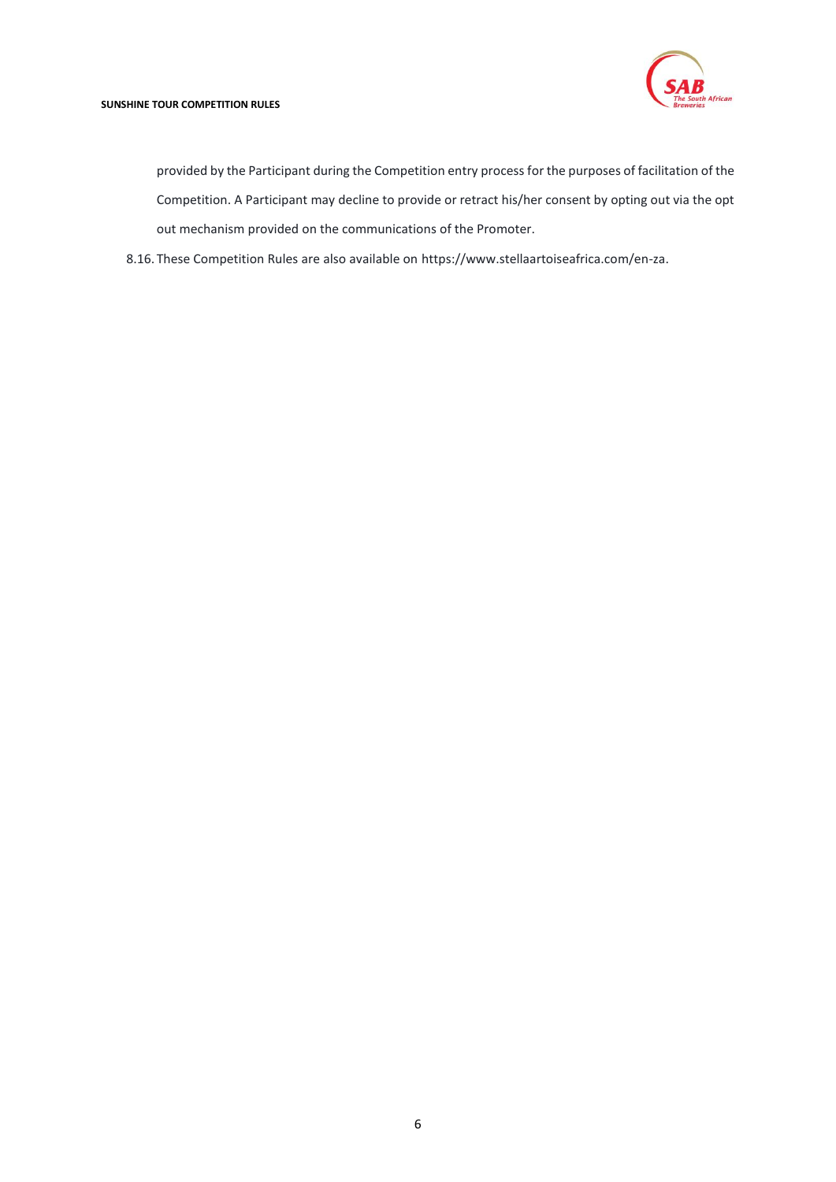provided by the Participant during the Competition entry process for the purposes of facilitation of the Competition. A Participant may decline to provide or retract his/her consent by opting out via the opt out mechanism provided on the communications of the Promoter.

8.16. These Competition Rules are also available on https://www.stellaartoiseafrica.com/en-za.